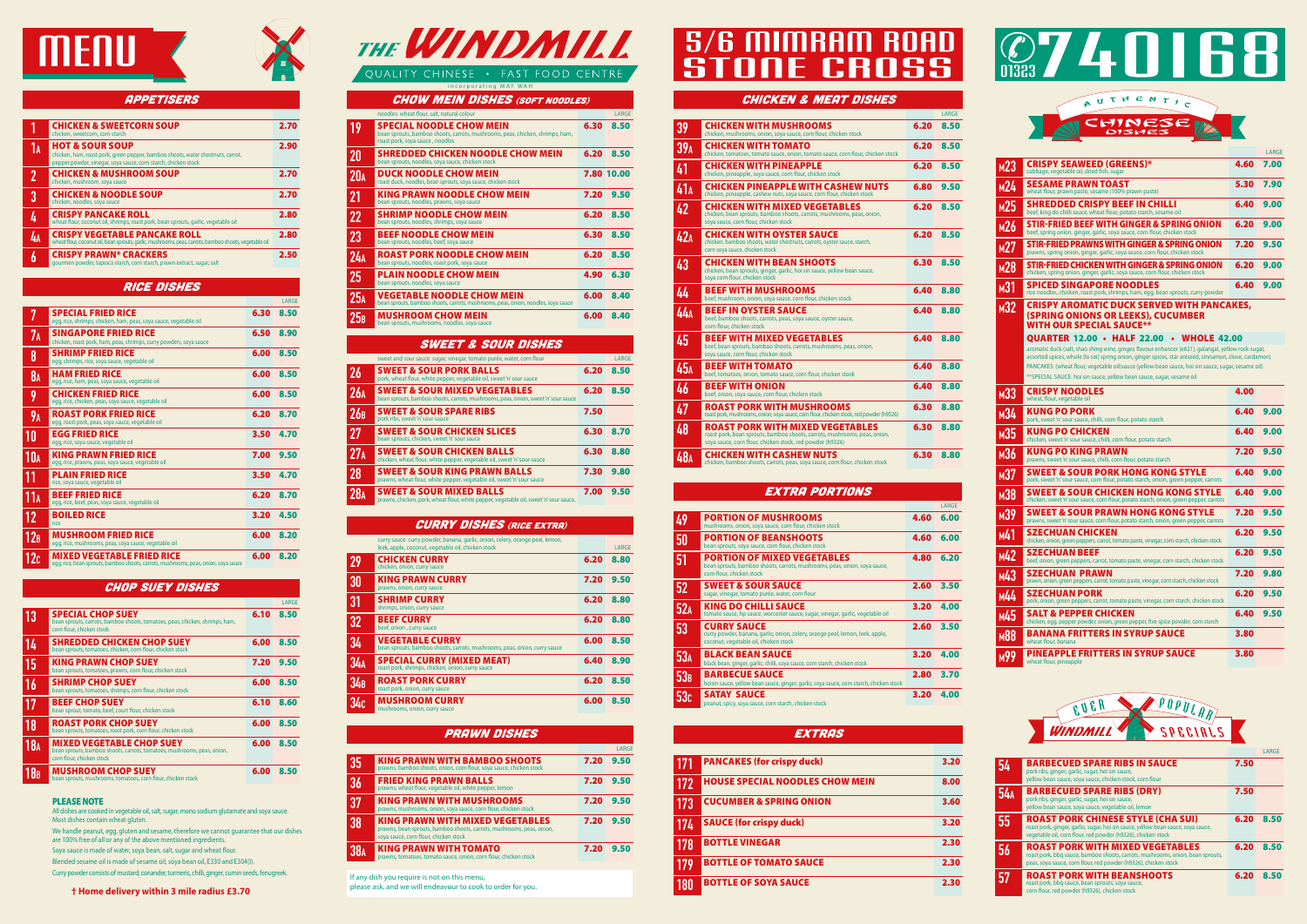# MENU

## APPETISERS

| No. | Dish | Price |
|---|---|---|
| 1 | **CHICKEN & SWEETCORN SOUP**<br>chicken, sweetcorn, corn starch | 2.70 |
| 1A | **HOT & SOUR SOUP**<br>chicken, ham, roast pork, green pepper, bamboo shoots, water chestnuts, carrot, pepper powder, vinegar, soya sauce, corn starch, chicken stock | 2.90 |
| 2 | **CHICKEN & MUSHROOM SOUP**<br>chicken, mushroom, soya sauce | 2.70 |
| 3 | **CHICKEN & NOODLE SOUP**<br>chicken, noodles, soya sauce | 2.70 |
| 4 | **CRISPY PANCAKE ROLL**<br>wheat flour, coconut oil, shrimps, roast pork, bean sprouts, garlic, vegetable oil | 2.80 |
| 4A | **CRISPY VEGETABLE PANCAKE ROLL**<br>wheat flour, coconut oil, bean sprouts, garlic, mushrooms, peas, carrots, bamboo shoots, vegetable oil | 2.80 |
| 6 | **CRISPY PRAWN* CRACKERS**<br>gourmen powder, tapioca starch, corn starch, prawn extract, sugar, salt | 2.50 |

## RICE DISHES

| No. | Dish | Price | Large |
|---|---|---|---|
| 7 | **SPECIAL FRIED RICE**<br>egg, rice, shrimps, chicken, ham, peas, soya sauce, vegetable oil | 6.30 | 8.50 |
| 7A | **SINGAPORE FRIED RICE**<br>chicken, roast pork, ham, peas, shrimps, curry powders, soya sauce | 6.50 | 8.90 |
| 8 | **SHRIMP FRIED RICE**<br>egg, shrimps, rice, soya sauce, vegetable oil | 6.00 | 8.50 |
| 8A | **HAM FRIED RICE**<br>egg, rice, ham, peas, soya sauce, vegetable oil | 6.00 | 8.50 |
| 9 | **CHICKEN FRIED RICE**<br>egg, rice, chicken, peas, soya sauce, vegetable oil | 6.00 | 8.50 |
| 9A | **ROAST PORK FRIED RICE**<br>egg, roast pork, peas, soya sauce, vegetable oil | 6.20 | 8.70 |
| 10 | **EGG FRIED RICE**<br>egg, rice, soya sauce, vegetable oil | 3.50 | 4.70 |
| 10A | **KING PRAWN FRIED RICE**<br>egg, rice, prawns, peas, soya sauce, vegetable oil | 7.00 | 9.50 |
| 11 | **PLAIN FRIED RICE**<br>rice, soya sauce, vegetable oil | 3.50 | 4.70 |
| 11A | **BEEF FRIED RICE**<br>egg, rice, beef, peas, soya sauce, vegetable oil | 6.20 | 8.70 |
| 12 | **BOILED RICE**<br>rice | 3.20 | 4.50 |
| 12B | **MUSHROOM FRIED RICE**<br>egg, rice, mushrooms, peas, soya sauce, vegetable oil | 6.00 | 8.20 |
| 12C | **MIXED VEGETABLE FRIED RICE**<br>egg, rice, bean sprouts, bamboo shoots, carrots, mushrooms, peas, onion, soya sauce | 6.00 | 8.20 |

## CHOP SUEY DISHES

| No. | Dish | Price | Large |
|---|---|---|---|
| 13 | **SPECIAL CHOP SUEY**<br>bean sprouts, carrots, bamboo shoots, tomatoes, peas, chicken, shrimps, ham, corn flour, chicken stock | 6.10 | 8.50 |
| 14 | **SHREDDED CHICKEN CHOP SUEY**<br>bean sprouts, tomatoes, chicken, corn flour, chicken stock | 6.00 | 8.50 |
| 15 | **KING PRAWN CHOP SUEY**<br>bean sprouts, tomatoes, prawns, corn flour, chicken stock | 7.20 | 9.50 |
| 16 | **SHRIMP CHOP SUEY**<br>bean sprouts, tomatoes, shrimps, corn flour, chicken stock | 6.00 | 8.50 |
| 17 | **BEEF CHOP SUEY**<br>bean sprout, tomato, beef, court flour, chicken stock | 6.10 | 8.60 |
| 18 | **ROAST PORK CHOP SUEY**<br>bean sprouts, tomatoes, roast pork, corn flour, chicken stock | 6.00 | 8.50 |
| 18A | **MIXED VEGETABLE CHOP SUEY**<br>bean sprouts, bamboo shoots, carrots, tomatoes, mushrooms, peas, onion, corn flour, chicken stock | 6.00 | 8.50 |
| 18B | **MUSHROOM CHOP SUEY**<br>bean sprouts, mushrooms, tomatoes, corn flour, chicken stock | 6.00 | 8.50 |

### PLEASE NOTE

All dishes are cooked in vegetable oil, salt, sugar, mono sodium glutamate and soya sauce. Most dishes contain wheat gluten.

We handle peanut, egg, gluten and sesame, therefore we cannot guarantee that our dishes are 100% free of all or any of the above mentioned ingredients.

Soya sauce is made of water, soya bean, salt, sugar and wheat flour.

Blended sesame oil is made of sesame oil, soya bean oil, E330 and E304(I).

Curry powder consists of mustard, coriander, turmeric, chilli, ginger, cumin seeds, fenugreek.

**† Home delivery within 3 mile radius £3.70**

# THE WINDMILL

QUALITY CHINESE • FAST FOOD CENTRE

incorporating MAY WAH

## CHOW MEIN DISHES (SOFT NOODLES)

noodles: wheat flour, salt, natural colour

| No. | Dish | Price | Large |
|---|---|---|---|
| 19 | **SPECIAL NOODLE CHOW MEIN**<br>bean sprouts, bamboo shoots, carrots, mushrooms, peas, chicken, shrimps, ham, roast pork, soya sauce, noodles | 6.30 | 8.50 |
| 20 | **SHREDDED CHICKEN NOODLE CHOW MEIN**<br>bean sprouts, noodles, soya sauce, chicken stock | 6.20 | 8.50 |
| 20A | **DUCK NOODLE CHOW MEIN**<br>roast duck, noodles, bean sprouts, soya sauce, chicken stock | 7.80 | 10.00 |
| 21 | **KING PRAWN NOODLE CHOW MEIN**<br>bean sprouts, noodles, prawns, soya sauce | 7.20 | 9.50 |
| 22 | **SHRIMP NOODLE CHOW MEIN**<br>bean sprouts, noodles, shrimps, soya sauce | 6.20 | 8.50 |
| 23 | **BEEF NOODLE CHOW MEIN**<br>bean sprouts, noodles, beef, soya sauce | 6.30 | 8.50 |
| 24A | **ROAST PORK NOODLE CHOW MEIN**<br>bean sprouts, noodles, roast pork, soya sauce | 6.20 | 8.50 |
| 25 | **PLAIN NOODLE CHOW MEIN**<br>bean sprouts, noodles, soya sauce | 4.90 | 6.30 |
| 25A | **VEGETABLE NOODLE CHOW MEIN**<br>bean sprouts, bamboo shoots, carrots, mushrooms, peas, onion, noodles, soya sauce | 6.00 | 8.40 |
| 25B | **MUSHROOM CHOW MEIN**<br>bean sprouts, mushrooms, noodles, soya sauce | 6.00 | 8.40 |

## SWEET & SOUR DISHES

sweet and sour sauce: sugar, vinegar, tomato purée, water, corn flour

| No. | Dish | Price | Large |
|---|---|---|---|
| 26 | **SWEET & SOUR PORK BALLS**<br>pork, wheat flour, white pepper, vegetable oil, sweet'n' sour sauce | 6.20 | 8.50 |
| 26A | **SWEET & SOUR MIXED VEGETABLES**<br>bean sprouts, bamboo shoots, carrots, mushrooms, peas, onion, sweet'n' sour sauce | 6.20 | 8.50 |
| 26B | **SWEET & SOUR SPARE RIBS**<br>pork ribs, sweet'n' sour sauce | 7.50 | |
| 27 | **SWEET & SOUR CHICKEN SLICES**<br>bean sprouts, chicken, sweet'n' sour sauce | 6.30 | 8.70 |
| 27A | **SWEET & SOUR CHICKEN BALLS**<br>chicken, wheat flour, white pepper, vegetable oil, sweet'n' sour sauce | 6.30 | 8.80 |
| 28 | **SWEET & SOUR KING PRAWN BALLS**<br>prawns, wheat flour, white pepper, vegetable oil, sweet'n' sour sauce | 7.30 | 9.80 |
| 28A | **SWEET & SOUR MIXED BALLS**<br>prawns, chicken, pork, wheat flour, white pepper, vegetable oil, sweet'n' sour sauce, | 7.00 | 9.50 |

## CURRY DISHES (RICE EXTRA)

curry sauce: curry powder, banana, garlic, onion, celery, orange peel, lemon, leek, apple, coconut, vegetable oil, chicken stock

| No. | Dish | Price | Large |
|---|---|---|---|
| 29 | **CHICKEN CURRY**<br>chicken, onion, curry sauce | 6.20 | 8.80 |
| 30 | **KING PRAWN CURRY**<br>prawns, onion, curry sauce | 7.20 | 9.50 |
| 31 | **SHRIMP CURRY**<br>shrimps, onion, curry sauce | 6.20 | 8.80 |
| 32 | **BEEF CURRY**<br>beef, onion, curry sauce | 6.20 | 8.80 |
| 34 | **VEGETABLE CURRY**<br>bean sprouts, bamboo shoots, carrots, mushrooms, peas, onion, curry sauce | 6.00 | 8.50 |
| 34A | **SPECIAL CURRY (MIXED MEAT)**<br>roast pork, shrimps, chicken, onion, curry sauce | 6.40 | 8.90 |
| 34B | **ROAST PORK CURRY**<br>roast pork, onion, curry sauce | 6.20 | 8.50 |
| 34C | **MUSHROOM CURRY**<br>mushrooms, onion, curry sauce | 6.00 | 8.50 |

## PRAWN DISHES

| No. | Dish | Price | Large |
|---|---|---|---|
| 35 | **KING PRAWN WITH BAMBOO SHOOTS**<br>prawns, bamboo shoots, onion, corn flour, soya sauce, chicken stock | 7.20 | 9.50 |
| 36 | **FRIED KING PRAWN BALLS**<br>prawns, wheat flour, vegetable oil, white pepper, lemon | 7.20 | 9.50 |
| 37 | **KING PRAWN WITH MUSHROOMS**<br>prawns, mushrooms, onion, soya sauce, corn flour, chicken stock | 7.20 | 9.50 |
| 38 | **KING PRAWN WITH MIXED VEGETABLES**<br>prawns, bean sprouts, bamboo shoots, carrots, mushrooms, peas, onion, soya sauce, corn flour, chicken stock | 7.20 | 9.50 |
| 38A | **KING PRAWN WITH TOMATO**<br>prawns, tomatoes, tomato sauce, onion, corn flour, chicken stock | 7.20 | 9.50 |

If any dish you require is not on this menu, please ask, and we will endeavour to cook to order for you.

# 5/6 MIMRAM ROAD STONE CROSS

## CHICKEN & MEAT DISHES

| No. | Dish | Price | Large |
|---|---|---|---|
| 39 | **CHICKEN WITH MUSHROOMS**<br>chicken, mushrooms, onion, soya sauce, corn flour, chicken stock | 6.20 | 8.50 |
| 39A | **CHICKEN WITH TOMATO**<br>chicken, tomatoes, tomato sauce, onion, tomato sauce, corn flour, chicken stock | 6.20 | 8.50 |
| 41 | **CHICKEN WITH PINEAPPLE**<br>chicken, pineapple, soya sauce, corn flour, chicken stock | 6.20 | 8.50 |
| 41A | **CHICKEN PINEAPPLE WITH CASHEW NUTS**<br>chicken, pineapple, cashew nuts, soya sauce, corn flour, chicken stock | 6.80 | 9.50 |
| 42 | **CHICKEN WITH MIXED VEGETABLES**<br>chicken, bean sprouts, bamboo shoots, carrots, mushrooms, peas, onion, soya sauce, corn flour, chicken stock | 6.20 | 8.50 |
| 42A | **CHICKEN WITH OYSTER SAUCE**<br>chicken, bamboo shoots, water chestnuts, carrots, oyster sauce, starch, corn soya sauce, chicken stock | 6.20 | 8.50 |
| 43 | **CHICKEN WITH BEAN SHOOTS**<br>chicken, bean sprouts, ginger, garlic, hoi sin sauce, yellow bean sauce, soya corn flour, chicken stock | 6.30 | 8.50 |
| 44 | **BEEF WITH MUSHROOMS**<br>beef, mushroom, onion, soya sauce, corn flour, chicken stock | 6.40 | 8.80 |
| 44A | **BEEF IN OYSTER SAUCE**<br>beef, bamboo shoots, carrots, peas, soya sauce, oyster sauce, corn flour, chicken stock | 6.40 | 8.80 |
| 45 | **BEEF WITH MIXED VEGETABLES**<br>beef, bean sprouts, bamboo shoots, carrots, mushrooms, peas, onion, soya sauce, corn flour, chicken stock | 6.40 | 8.80 |
| 45A | **BEEF WITH TOMATO**<br>beef, tomatoes, onion, tomato sauce, corn flour, chicken stock | 6.40 | 8.80 |
| 46 | **BEEF WITH ONION**<br>beef, onion, soya sauce, corn flour, chicken stock | 6.40 | 8.80 |
| 47 | **ROAST PORK WITH MUSHROOMS**<br>roast pork, mushrooms, onion, soya sauce, corn flour, chicken stock, red powder (fr9326) | 6.30 | 8.80 |
| 48 | **ROAST PORK WITH MIXED VEGETABLES**<br>roast pork, bean sprouts, bamboo shoots, carrots, mushrooms, peas, onion, soya sauce, corn flour, chicken stock, red powder (fr9326) | 6.30 | 8.80 |
| 48A | **CHICKEN WITH CASHEW NUTS**<br>chicken, bamboo shoots, carrots, peas, soya sauce, corn flour, chicken stock | 6.30 | 8.80 |

## EXTRA PORTIONS

| No. | Dish | Price | Large |
|---|---|---|---|
| 49 | **PORTION OF MUSHROOMS**<br>mushrooms, onion, soya sauce, corn flour, chicken stock | 4.60 | 6.00 |
| 50 | **PORTION OF BEANSHOOTS**<br>bean sprouts, soya sauce, corn flour, chicken stock | 4.60 | 6.00 |
| 51 | **PORTION OF MIXED VEGETABLES**<br>bean sprouts, bamboo shoots, carrots, mushrooms, peas, onion, soya sauce, corn flour, chicken stock | 4.80 | 6.20 |
| 52 | **SWEET & SOUR SAUCE**<br>sugar, vinegar, tomato purée, water, corn flour | 2.60 | 3.50 |
| 52A | **KING DO CHILLI SAUCE**<br>tomato sauce, hp sauce, worcester sauce, sugar, vinegar, garlic, vegetable oil | 3.20 | 4.00 |
| 53 | **CURRY SAUCE**<br>curry powder, banana, garlic, onion, celery, orange peel, lemon, leek, apple, coconut, vegetable oil, chicken stock | 2.60 | 3.50 |
| 53A | **BLACK BEAN SAUCE**<br>black bean, ginger, garlic, chilli, soya sauce, corn starch, chicken stock | 3.20 | 4.00 |
| 53B | **BARBECUE SAUCE**<br>hoisin sauce, yellow bean sauce, ginger, garlic, soya sauce, corn starch, chicken stock | 2.80 | 3.70 |
| 53C | **SATAY SAUCE**<br>peanut, spicy, soya sauce, corn starch, chicken stock | 3.20 | 4.00 |

## EXTRAS

| No. | Item | Price |
|---|---|---|
| 171 | **PANCAKES (for crispy duck)** | 3.20 |
| 172 | **HOUSE SPECIAL NOODLES CHOW MEIN** | 8.00 |
| 173 | **CUCUMBER & SPRING ONION** | 3.60 |
| 174 | **SAUCE (for crispy duck)** | 3.20 |
| 178 | **BOTTLE VINEGAR** | 2.30 |
| 179 | **BOTTLE OF TOMATO SAUCE** | 2.30 |
| 180 | **BOTTLE OF SOYA SAUCE** | 2.30 |

# 01323 740168

## AUTHENTIC CHINESE DISHES

| No. | Dish | Price | Large |
|---|---|---|---|
| M23 | **CRISPY SEAWEED (GREENS)***<br>cabbage, vegetable oil, dried fish, sugar | 4.60 | 7.00 |
| M24 | **SESAME PRAWN TOAST**<br>wheat flour, prawn paste, sesame (100% prawn paste) | 5.30 | 7.90 |
| M25 | **SHREDDED CRISPY BEEF IN CHILLI**<br>beef, king do chilli sauce, wheat flour, potato starch, sesame oil | 6.40 | 9.00 |
| M26 | **STIR-FRIED BEEF WITH GINGER & SPRING ONION**<br>beef, spring onion, ginger, garlic, soya sauce, corn flour, chicken stock | 6.20 | 9.00 |
| M27 | **STIR-FRIED PRAWNS WITH GINGER & SPRING ONION**<br>prawns, spring onion, ginger, garlic, soya sauce, corn flour, chicken stock | 7.20 | 9.50 |
| M28 | **STIR-FRIED CHICKEN WITH GINGER & SPRING ONION**<br>chicken, spring onion, ginger, garlic, soya sauce, corn flour, chicken stock | 6.20 | 9.00 |
| M31 | **SPICED SINGAPORE NOODLES**<br>rice noodles, chicken, roast pork, shrimps, ham, egg, bean sprouts, curry powder | 6.40 | 9.00 |
| M32 | **CRISPY AROMATIC DUCK SERVED WITH PANCAKES, (SPRING ONIONS OR LEEKS), CUCUMBER WITH OUR SPECIAL SAUCE****<br>**QUARTER 12.00 • HALF 22.00 • WHOLE 42.00**<br>aromatic duck (salt, shao shing wine, ginger, flavour enhancer (e621), galangal, yellow rock sugar, assorted spices, whole (lo sui) spring onion, ginger spices, star aniseed, cinnamon, clove, cardamon)<br>PANCAKES: (wheat flour, vegetable oil)sauce (yellow bean sauce, hoi sin sauce, sugar, sesame oil)<br>**SPECIAL SAUCE: hoi sin sauce, yellow bean sauce, sugar, sesame oil | | |
| M33 | **CRISPY NOODLES**<br>wheat, flour, vegetable oil | 4.00 | |
| M34 | **KUNG PO PORK**<br>pork, sweet'n' sour sauce, chilli, corn flour, potato starch | 6.40 | 9.00 |
| M35 | **KUNG PO CHICKEN**<br>chicken, sweet'n' sour sauce, chilli, corn flour, potato starch | 6.40 | 9.00 |
| M36 | **KUNG PO KING PRAWN**<br>prawns, sweet'n' sour sauce, chilli, corn flour, potato starch | 7.20 | 9.50 |
| M37 | **SWEET & SOUR PORK HONG KONG STYLE**<br>pork, sweet'n' sour sauce, corn flour, potato starch, onion, green pepper, carrots | 6.40 | 9.00 |
| M38 | **SWEET & SOUR CHICKEN HONG KONG STYLE**<br>chicken, sweet'n' sour sauce, corn flour, potato starch, onion, green pepper, carrots | 6.40 | 9.00 |
| M39 | **SWEET & SOUR PRAWN HONG KONG STYLE**<br>prawns, sweet'n' sour sauce, corn flour, potato starch, onion, green pepper, carrots | 7.20 | 9.50 |
| M41 | **SZECHUAN CHICKEN**<br>chicken, onion, green peppers, carrot, tomato paste, vinegar, corn starch, chicken stock | 6.20 | 9.50 |
| M42 | **SZECHUAN BEEF**<br>beef, onion, green peppers, carrot, tomato paste, vinegar, corn starch, chicken stock | 6.20 | 9.50 |
| M43 | **SZECHUAN PRAWN**<br>prawn, onion, green peppers, carrot, tomato paste, vinegar, corn starch, chicken stock | 7.20 | 9.80 |
| M44 | **SZECHUAN PORK**<br>pork, onion, green peppers, carrot, tomato paste, vinegar, corn starch, chicken stock | 6.20 | 9.50 |
| M45 | **SALT & PEPPER CHICKEN**<br>chicken, egg, pepper powder, onion, green pepper, five spice powder, corn starch | 6.40 | 9.50 |
| M88 | **BANANA FRITTERS IN SYRUP SAUCE**<br>wheat flour, banana | 3.80 | |
| M99 | **PINEAPPLE FRITTERS IN SYRUP SAUCE**<br>wheat flour, pineapple | 3.80 | |

## EVER POPULAR WINDMILL SPECIALS

| No. | Dish | Price | Large |
|---|---|---|---|
| 54 | **BARBECUED SPARE RIBS IN SAUCE**<br>pork ribs, ginger, garlic, sugar, hoi sin sauce, yellow bean sauce, soya sauce, chicken stock, corn flour | 7.50 | |
| 54A | **BARBECUED SPARE RIBS (DRY)**<br>pork ribs, ginger, garlic, sugar, hoi sin sauce, yellow bean sauce, soya sauce, vegetable oil, lemon | 7.50 | |
| 55 | **ROAST PORK CHINESE STYLE (CHA SUI)**<br>roast pork, ginger, garlic, sugar, hoi sin sauce, yellow bean sauce, soya sauce, vegetable oil, corn flour, red powder (fr9326), chicken stock | 6.20 | 8.50 |
| 56 | **ROAST PORK WITH MIXED VEGETABLES**<br>roast pork, bbq sauce, bamboo shoots, carrots, mushrooms, onion, bean sprouts, peas, soya sauce, corn flour, red powder (fr9326), chicken stock | 6.20 | 8.50 |
| 57 | **ROAST PORK WITH BEANSHOOTS**<br>roast pork, bbq sauce, bean sprouts, soya sauce, corn flour, red powder (fr9326), chicken stock | 6.20 | 8.50 |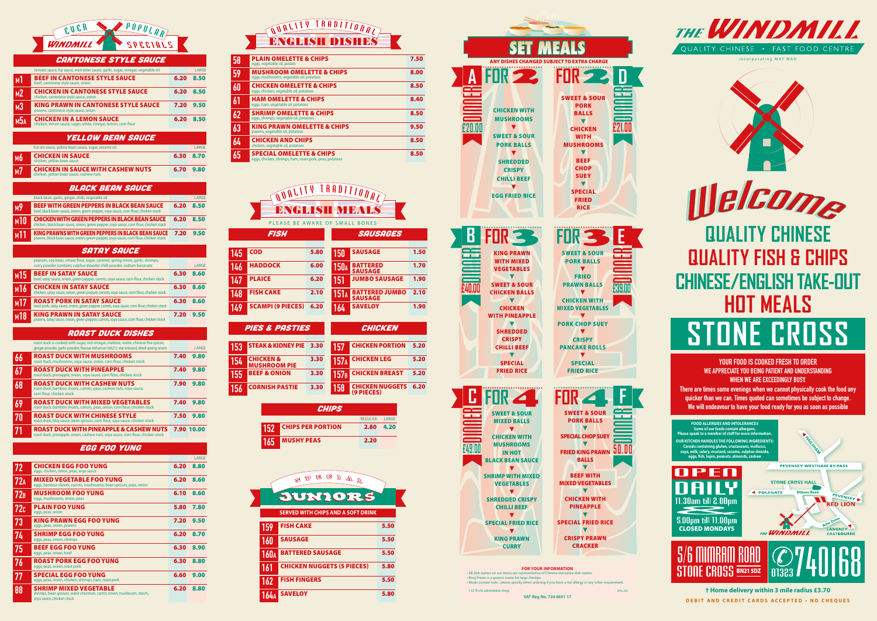# Ever Popular Windmill Specials

## CANTONESE STYLE SAUCE

tomato sauce, hp sauce, worcester sauce, garlic, sugar, vinegar, vegetable oil

| | | | LARGE |
|---|---|---|---|
| M1 | **BEEF IN CANTONESE STYLE SAUCE** beef, cantonese style sauce, onion | 6.20 | 8.50 |
| M2 | **CHICKEN IN CANTONESE STYLE SAUCE** chicken, cantonese style sauce, onion | 6.20 | 8.50 |
| M3 | **KING PRAWN IN CANTONESE STYLE SAUCE** prawns, cantonese style sauce, onion | 7.20 | 9.50 |
| M5A | **CHICKEN IN A LEMON SAUCE** chicken, lemon sauce, sugar, white, vinegar, lemon, corn flour | 6.20 | 8.50 |

## YELLOW BEAN SAUCE

hoi sin sauce, yellow bean sauce, sugar, sesame oil

| | | | LARGE |
|---|---|---|---|
| M6 | **CHICKEN IN SAUCE** chicken, yellow bean sauce | 6.30 | 8.70 |
| M7 | **CHICKEN IN SAUCE WITH CASHEW NUTS** chicken, yellow bean sauce, cashew nuts | 6.70 | 9.80 |

## BLACK BEAN SAUCE

black bean, garlic, ginger, chilli, vegetable oil

| | | | LARGE |
|---|---|---|---|
| M9 | **BEEF WITH GREEN PEPPERS IN BLACK BEAN SAUCE** beef, black bean sauce, onion, green pepper, soya sauce, corn flour, chicken stock | 6.20 | 8.50 |
| M10 | **CHICKEN WITH GREEN PEPPERS IN BLACK BEAN SAUCE** chicken, black bean sauce, onion, green pepper, soya sauce, corn flour, chicken stock | 6.20 | 8.50 |
| M11 | **KING PRAWNS WITH GREEN PEPPERS IN BLACK BEAN SAUCE** prawns, black bean sauce, onion, green pepper, soya sauce, corn flour, chicken stock | 7.20 | 9.50 |

## SATAY SAUCE

peanuts, soy bean, wheat flour, sugar, caramel, spring onion, garlic, shrimps, curry powder (contains sulphur dioxide) chilli powder, sodium benzoate

| | | | LARGE |
|---|---|---|---|
| M15 | **BEEF IN SATAY SAUCE** beef, satay sauce, onion, green pepper, carrots, soya sauce, corn flour, chicken stock | 6.30 | 8.60 |
| M16 | **CHICKEN IN SATAY SAUCE** chicken, satay sauce, onion, green pepper, carrots, soya sauce, corn flour, chicken stock | 6.30 | 8.60 |
| M17 | **ROAST PORK IN SATAY SAUCE** roast pork, satay sauce, onion, green pepper, carrots, soya sauce, corn flour, chicken stock | 6.30 | 8.60 |
| M18 | **KING PRAWN IN SATAY SAUCE** prawns, satay sauce, onion, green pepper, carrots, soya sauce, corn flour, chicken stock | 7.20 | 9.50 |

## ROAST DUCK DISHES

roast duck is cooked with sugar, red vinegar, maltose, water, chinese five spices, ginger powder, garlic powder, flavour enhancer (e621), star aniseed, dried spring onion

| | | | LARGE |
|---|---|---|---|
| 66 | **ROAST DUCK WITH MUSHROOMS** roast duck, mushrooms, soya sauce, onion, corn flour, chicken stock | 7.40 | 9.80 |
| 67 | **ROAST DUCK WITH PINEAPPLE** roast duck, pineapple, onion, soya sauce, corn flour, chicken stock | 7.40 | 9.80 |
| 68 | **ROAST DUCK WITH CASHEW NUTS** roast duck, bamboo shoots, carrots, peas, cashew nuts, soya sauce, corn flour, chicken stock | 7.90 | 9.80 |
| 69 | **ROAST DUCK WITH MIXED VEGETABLES** roast duck, bamboo shoots, carrots, peas, onion, corn flour, chicken stock | 7.40 | 9.80 |
| 70 | **ROAST DUCK WITH CHINESE STYLE** roast duck, bbq sauce, bean sprouts, corn flour, soya sauce, chicken stock | 7.50 | 9.80 |
| 71 | **ROAST DUCK WITH PINEAPPLE & CASHEW NUTS** roast duck, pineapple, onion, cashew nuts, soya sauce, corn flour, chicken stock | 7.90 | 10.00 |

## EGG FOO YUNG

| | | | LARGE |
|---|---|---|---|
| 72 | **CHICKEN EGG FOO YUNG** eggs, chicken, onion, peas, soya sauce | 6.20 | 8.80 |
| 72A | **MIXED VEGETABLE FOO YUNG** eggs, bamboo shoots, carrots, mushrooms, bean sprouts, peas, onion | 6.20 | 8.60 |
| 72B | **MUSHROOM FOO YUNG** eggs, mushrooms, onion, peas | 6.10 | 8.60 |
| 72C | **PLAIN FOO YUNG** eggs, peas, onion | 5.80 | 7.80 |
| 73 | **KING PRAWN EGG FOO YUNG** eggs, peas, onion, prawns | 7.20 | 9.50 |
| 74 | **SHRIMP EGG FOO YUNG** eggs, peas, onion, shrimps | 6.20 | 8.70 |
| 75 | **BEEF EGG FOO YUNG** eggs, peas, onion, beef | 6.30 | 8.90 |
| 76 | **ROAST PORK EGG FOO YUNG** eggs, peas, onion, roast pork | 6.30 | 8.80 |
| 77 | **SPECIAL EGG FOO YUNG** eggs, peas, onion, chicken, shrimps, ham, roast pork | 6.60 | 9.00 |
| 88 | **SHRIMP MIXED VEGETABLE** shrimps, bean sprouts, water chestnuts, carrot, onion, mushroom, starch, soya sauce, chicken stock | 6.20 | 8.80 |

# Quality Traditional English Dishes

| | | |
|---|---|---|
| 58 | **PLAIN OMELETTE & CHIPS** eggs, vegetable oil, potato | 7.50 |
| 59 | **MUSHROOM OMELETTE & CHIPS** eggs, mushrooms, vegetable oil, potatoes | 8.00 |
| 60 | **CHICKEN OMELETTE & CHIPS** eggs, chicken, vegetable oil, potatoes | 8.50 |
| 61 | **HAM OMELETTE & CHIPS** eggs, ham, vegetable oil, potatoes | 8.40 |
| 62 | **SHRIMP OMELETTE & CHIPS** eggs, shrimps, vegetable oil, potatoes | 8.50 |
| 63 | **KING PRAWN OMELETTE & CHIPS** prawns, vegetable oil, potatoes | 9.50 |
| 64 | **CHICKEN AND CHIPS** chicken, vegetable oil, potatoes | 8.50 |
| 65 | **SPECIAL OMELETTE & CHIPS** eggs, chicken, shrimps, ham, roast pork, peas, potatoes | 8.50 |

# Quality Traditional English Meals

PLEASE BE AWARE OF SMALL BONES

## FISH

| | | |
|---|---|---|
| 145 | COD | 5.80 |
| 146 | HADDOCK | 6.00 |
| 147 | PLAICE | 6.20 |
| 148 | FISH CAKE | 2.10 |
| 149 | SCAMPI (9 PIECES) | 6.20 |

## SAUSAGES

| | | |
|---|---|---|
| 150 | SAUSAGE | 1.50 |
| 150A | BATTERED SAUSAGE | 1.70 |
| 151 | JUMBO SAUSAGE | 1.90 |
| 151A | BATTERED JUMBO SAUSAGE | 2.10 |
| 164 | SAVELOY | 1.90 |

## PIES & PASTIES

| | | |
|---|---|---|
| 153 | STEAK & KIDNEY PIE | 3.30 |
| 154 | CHICKEN & MUSHROOM PIE | 3.30 |
| 155 | BEEF & ONION | 3.30 |
| 156 | CORNISH PASTIE | 3.30 |

## CHICKEN

| | | |
|---|---|---|
| 157 | CHICKEN PORTION | 5.20 |
| 157A | CHICKEN LEG | 5.20 |
| 157B | CHICKEN BREAST | 5.20 |
| 158 | CHICKEN NUGGETS (9 PIECES) | 6.20 |

## CHIPS

| | | REGULAR | LARGE |
|---|---|---|---|
| 152 | CHIPS PER PORTION | 2.80 | 4.20 |
| 165 | MUSHY PEAS | 2.20 | |

# Special Juniors

SERVED WITH CHIPS AND A SOFT DRINK

| | | |
|---|---|---|
| 159 | FISH CAKE | 5.50 |
| 160 | SAUSAGE | 5.50 |
| 160A | BATTERED SAUSAGE | 5.50 |
| 161 | CHICKEN NUGGETS (5 PIECES) | 5.80 |
| 162 | FISH FINGERS | 5.50 |
| 164A | SAVELOY | 5.80 |

# SET MEALS

ANY DISHES CHANGED SUBJECT TO EXTRA CHARGE

## DINNER A — FOR 2 — £20.00
- CHICKEN WITH MUSHROOMS
- SWEET & SOUR PORK BALLS
- SHREDDED CRISPY CHILLI BEEF
- EGG FRIED RICE

## DINNER D — FOR 2 — £21.00
- SWEET & SOUR PORK BALLS
- CHICKEN WITH MUSHROOMS
- BEEF CHOP SUEY
- SPECIAL FRIED RICE

## DINNER B — FOR 3 — £40.00
- KING PRAWN WITH MIXED VEGETABLES
- SWEET & SOUR CHICKEN BALLS
- CHICKEN WITH PINEAPPLE
- SHREDDED CRISPY CHILLI BEEF
- SPECIAL FRIED RICE

## DINNER E — FOR 3 — £39.00
- SWEET & SOUR PORK BALLS
- FRIED PRAWN BALLS
- CHICKEN WITH MIXED VEGETABLES
- PORK CHOP SUEY
- CRISPY PANCAKE ROLLS
- SPECIAL FRIED RICE

## DINNER C — FOR 4 — £49.00
- SWEET & SOUR MIXED BALLS
- CHICKEN WITH MUSHROOMS IN HOT BLACK BEAN SAUCE
- SHRIMP WITH MIXED VEGETABLES
- SHREDDED CRISPY CHILLI BEEF
- SPECIAL FRIED RICE
- KING PRAWN CURRY

## DINNER F — FOR 4 — 50.00
- SWEET & SOUR PORK BALLS
- SPECIAL CHOP SUEY
- FRIED KING PRAWN BALLS
- BEEF WITH MIXED VEGETABLES
- CHICKEN WITH PINEAPPLE
- SPECIAL FRIED RICE
- CRISPY PRAWN CRACKER

**FOR YOUR INFORMATION**

- All dish names on our menu are representative of Chinese derivative dish names.
- King Prawn is a generic name for large shrimps.
- Meals contain nuts - please specify when ordering if you have a nut allergy or any other requirement.

† £3.70 is for administration charge

VAT Reg No. 724 6691 17

# THE WINDMILL

QUALITY CHINESE • FAST FOOD CENTRE

incorporating MAY WAH

## Welcome

## QUALITY CHINESE
## QUALITY FISH & CHIPS
## CHINESE/ENGLISH TAKE-OUT
## HOT MEALS
## STONE CROSS

**YOUR FOOD IS COOKED FRESH TO ORDER**
**WE APPRECIATE YOU BEING PATIENT AND UNDERSTANDING WHEN WE ARE EXCEEDINGLY BUSY.**
**There are times some evenings when we cannot physically cook the food any quicker than we can. Times quoted can sometimes be subject to change. We will endeavour to have your food ready for you as soon as possible**

**FOOD ALLERGIES AND INTOLERANCES**
**Some of our foods contain allergens. Please speak to a member of staff for more information.**
**OUR KITCHEN HANDLES THE FOLLOWING INGREDIENTS: Cereals containing gluten, crustaceans, molluscs, soya, milk, celery, mustard, sesame, sulphur dioxide, eggs, fish, lupin, peanuts, almonds, cashew**

HAILSHAM
PEVENSEY WESTHAM BY-PASS
STONE CROSS HALL
POLEGATE
Dittons Road
PEVENSEY
RED LION
Adur Drive
LANGNEY
EASTBOURNE
THE WINDMILL

**OPEN DAILY**
**11.30am till 2.00pm**
**5.00pm till 11.00pm**
**CLOSED MONDAYS**

**5/6 MIMRAM ROAD STONE CROSS BN21 5DZ**

**01323 740168**

**† Home delivery within 3 mile radius £3.70**

**DEBIT AND CREDIT CARDS ACCEPTED • NO CHEQUES**